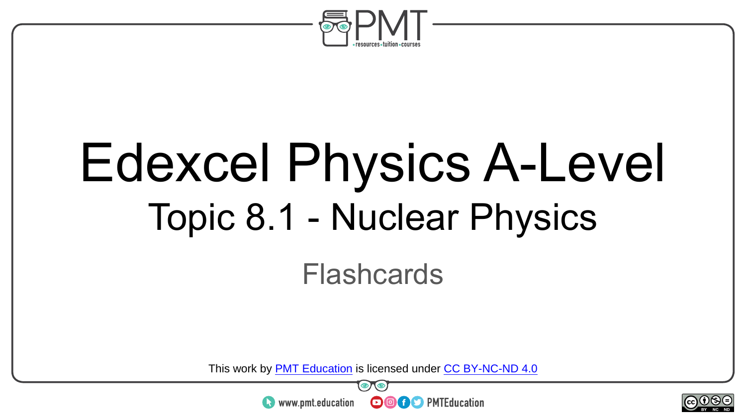# Edexcel Physics A-Level

## Topic 8.1 - Nuclear Physics

### Flashcards

This work by PMT Education is licensed under CC BY-NC-ND 4.0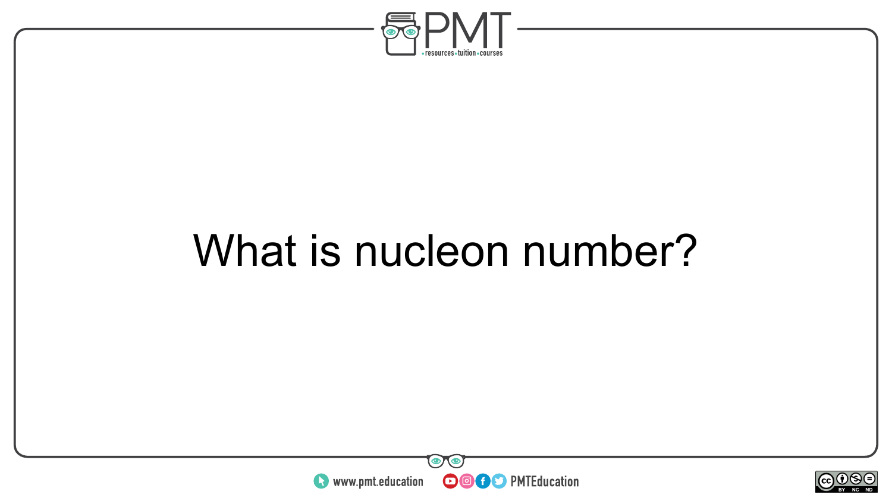What is nucleon number?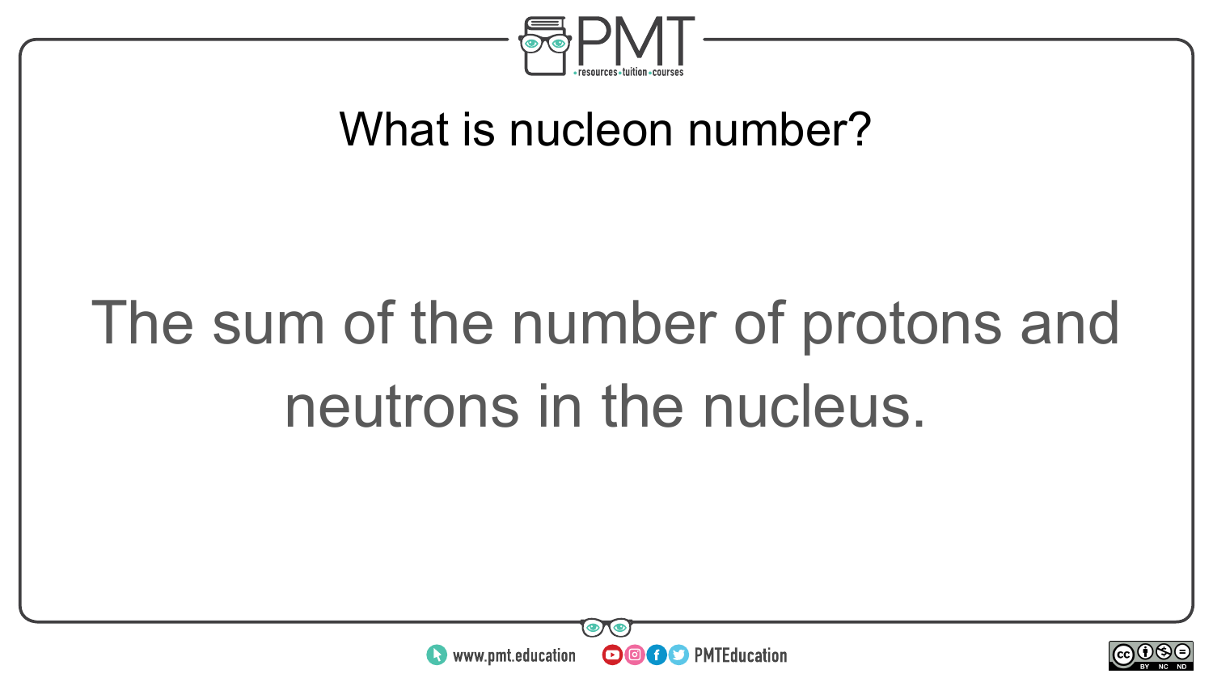## What is nucleon number?

The sum of the number of protons and neutrons in the nucleus.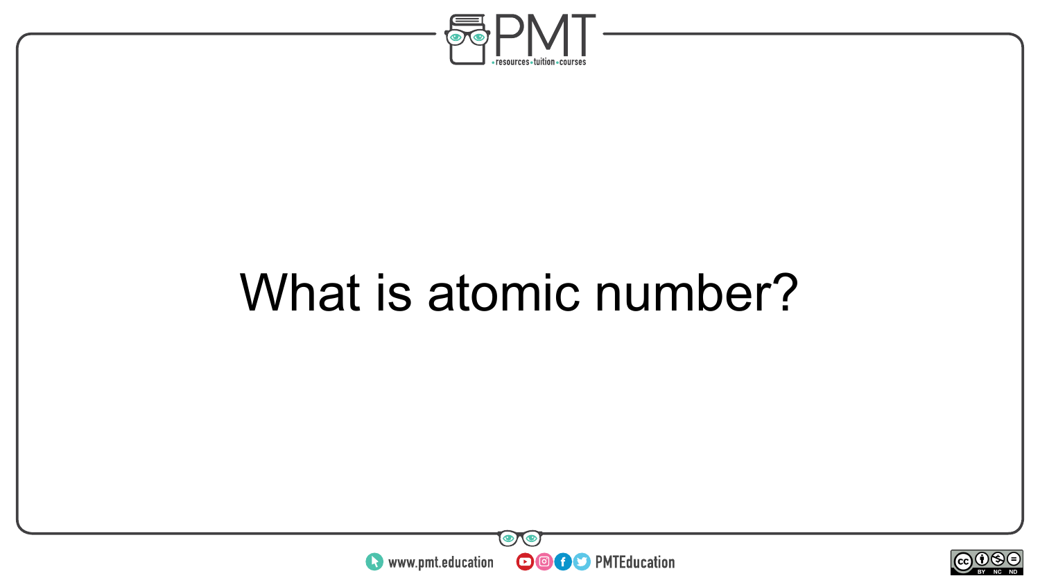What is atomic number?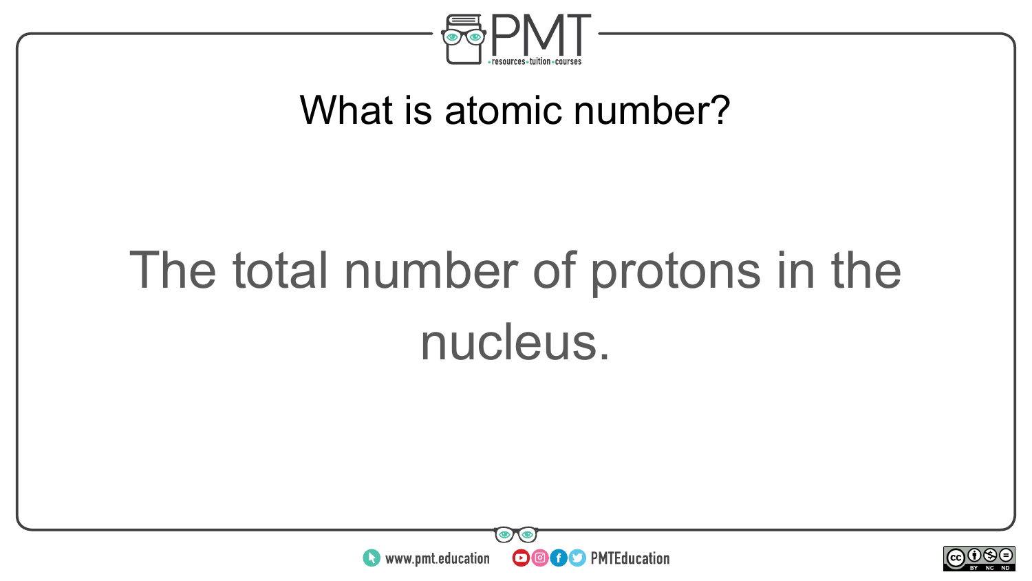## What is atomic number?

The total number of protons in the nucleus.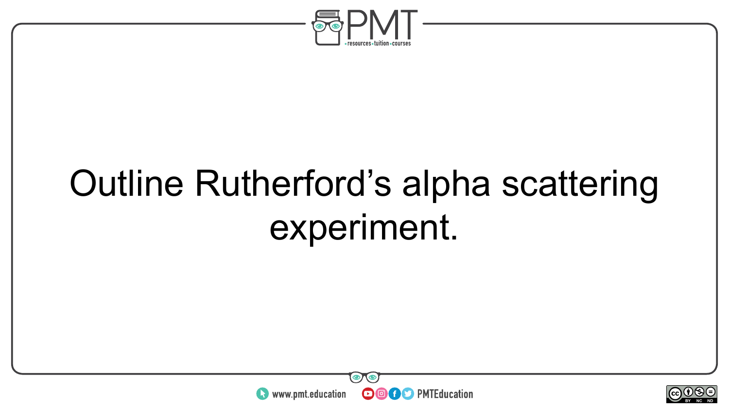Outline Rutherford’s alpha scattering experiment.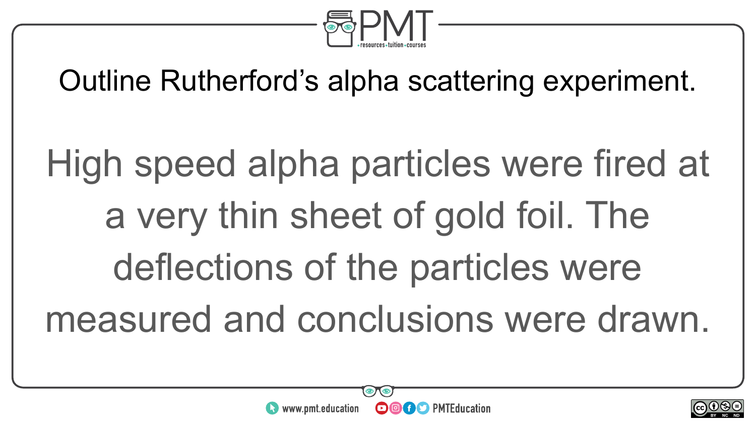Outline Rutherford's alpha scattering experiment.

High speed alpha particles were fired at a very thin sheet of gold foil. The deflections of the particles were measured and conclusions were drawn.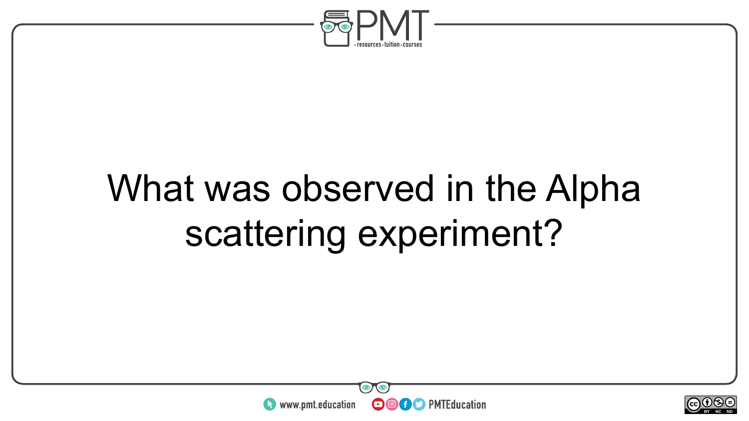What was observed in the Alpha scattering experiment?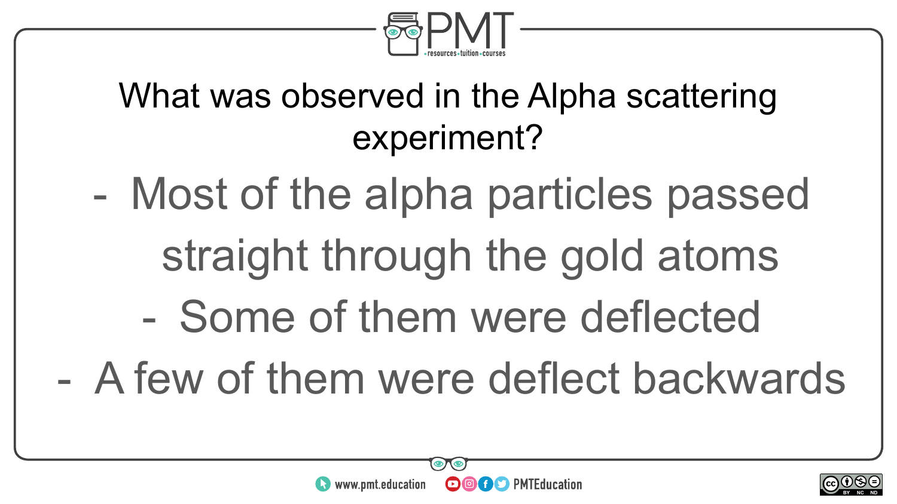What was observed in the Alpha scattering experiment?

- Most of the alpha particles passed straight through the gold atoms
- Some of them were deflected
- A few of them were deflect backwards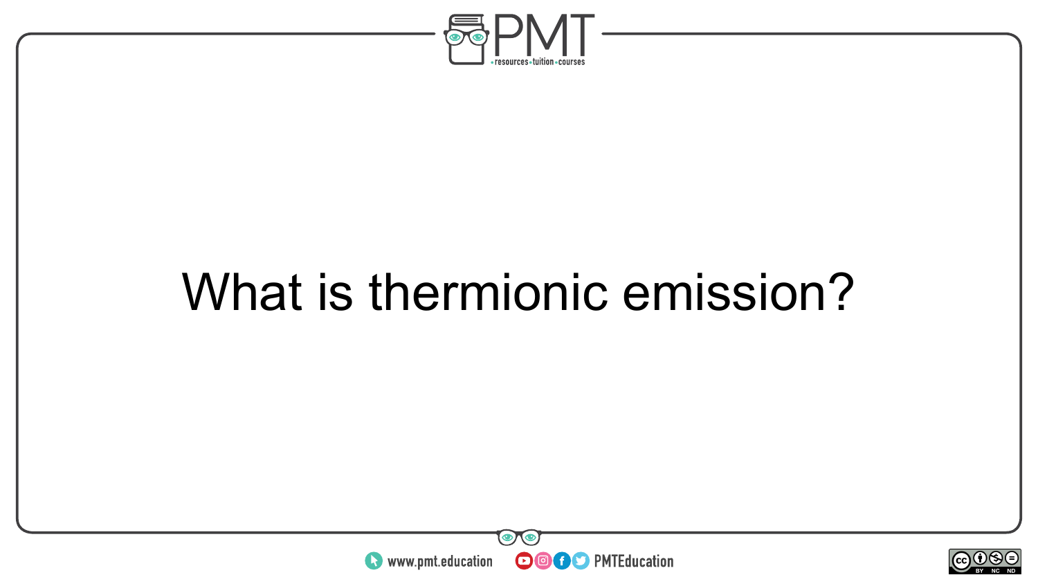What is thermionic emission?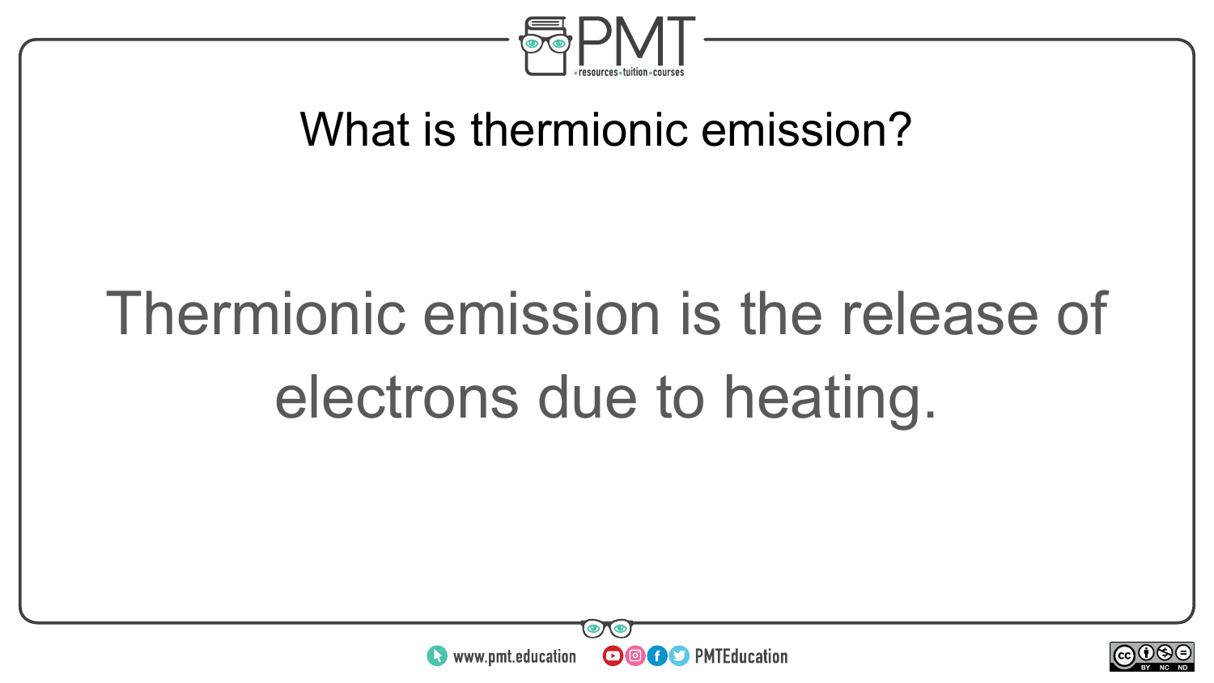What is thermionic emission?

Thermionic emission is the release of electrons due to heating.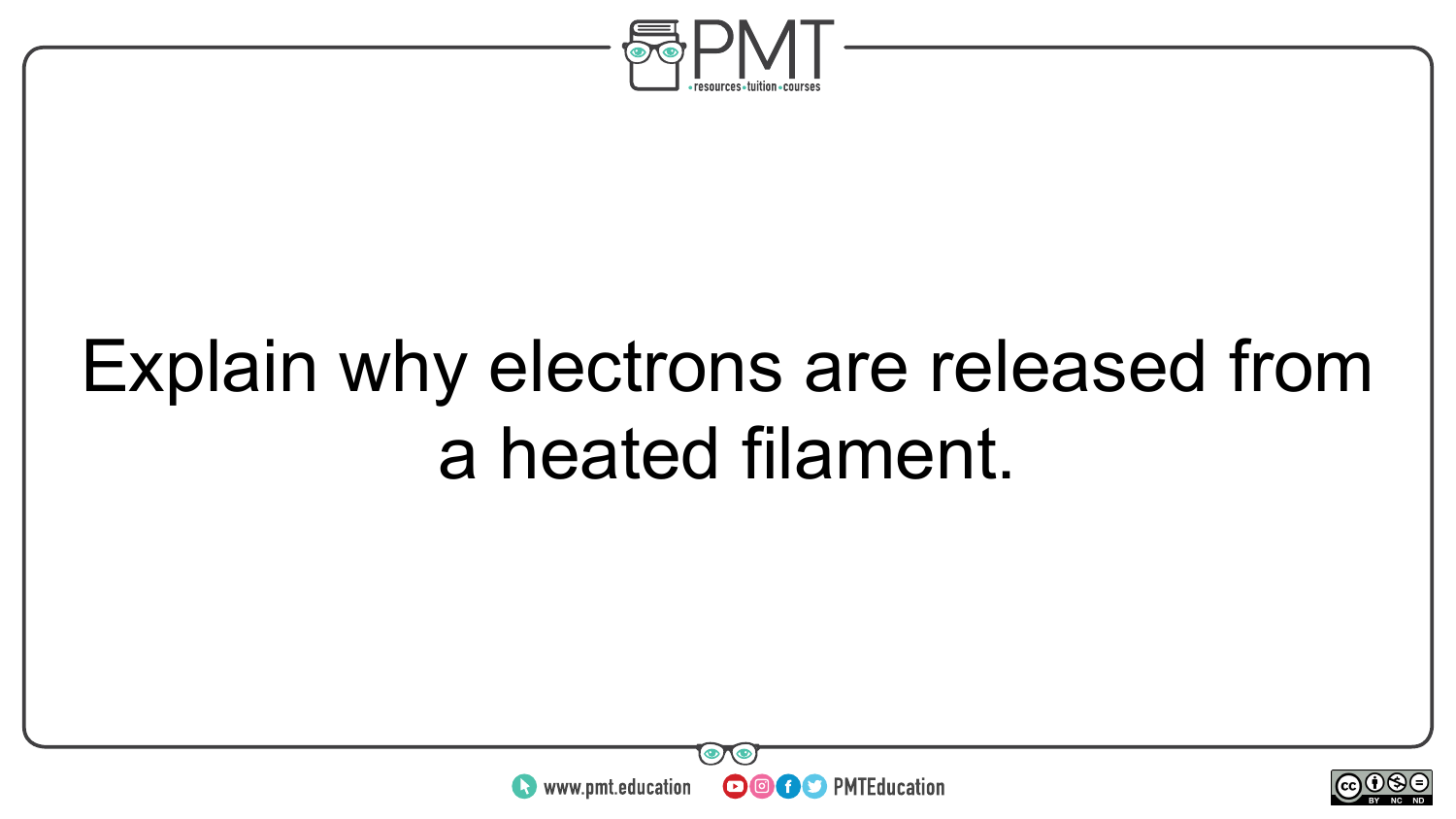Explain why electrons are released from a heated filament.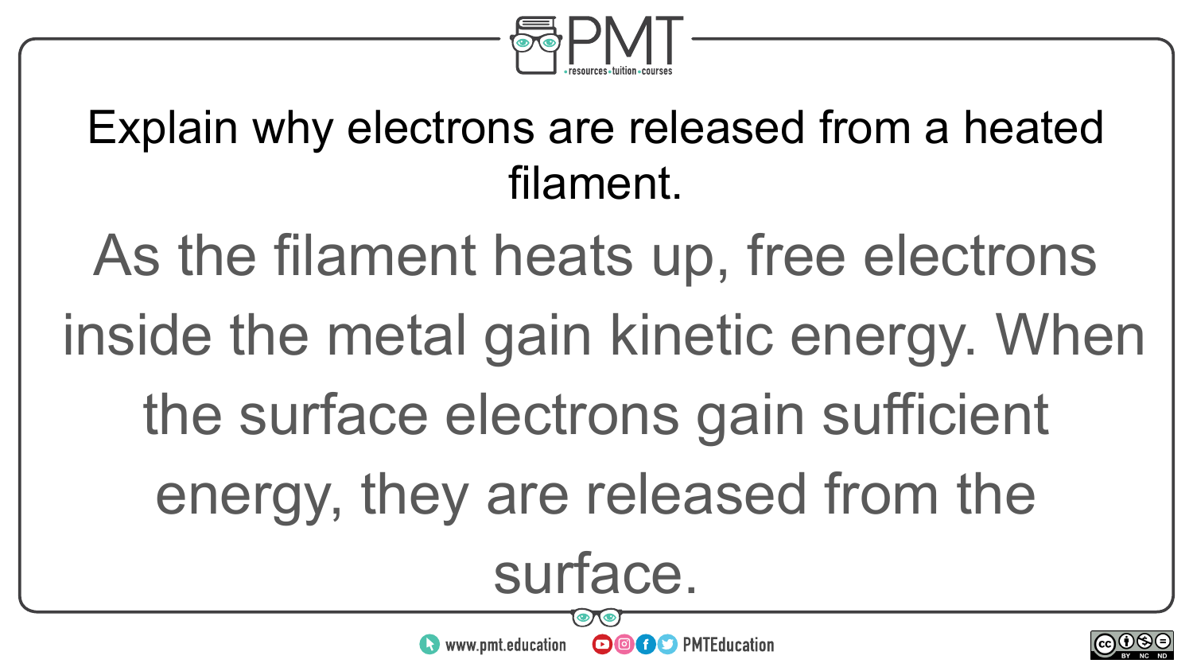Explain why electrons are released from a heated filament.

As the filament heats up, free electrons inside the metal gain kinetic energy. When the surface electrons gain sufficient energy, they are released from the surface.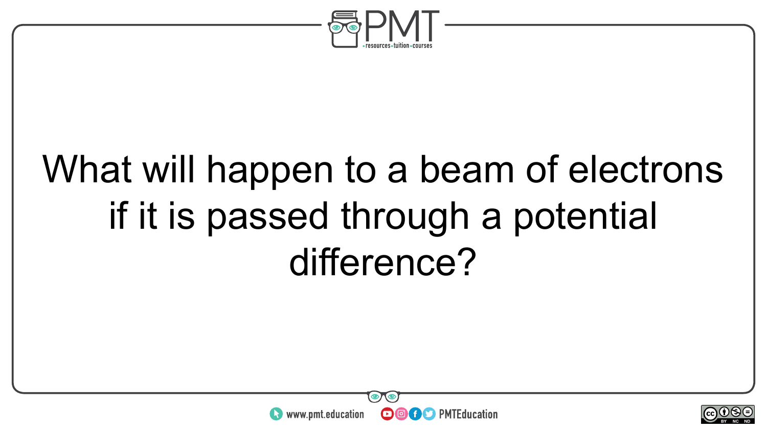What will happen to a beam of electrons if it is passed through a potential difference?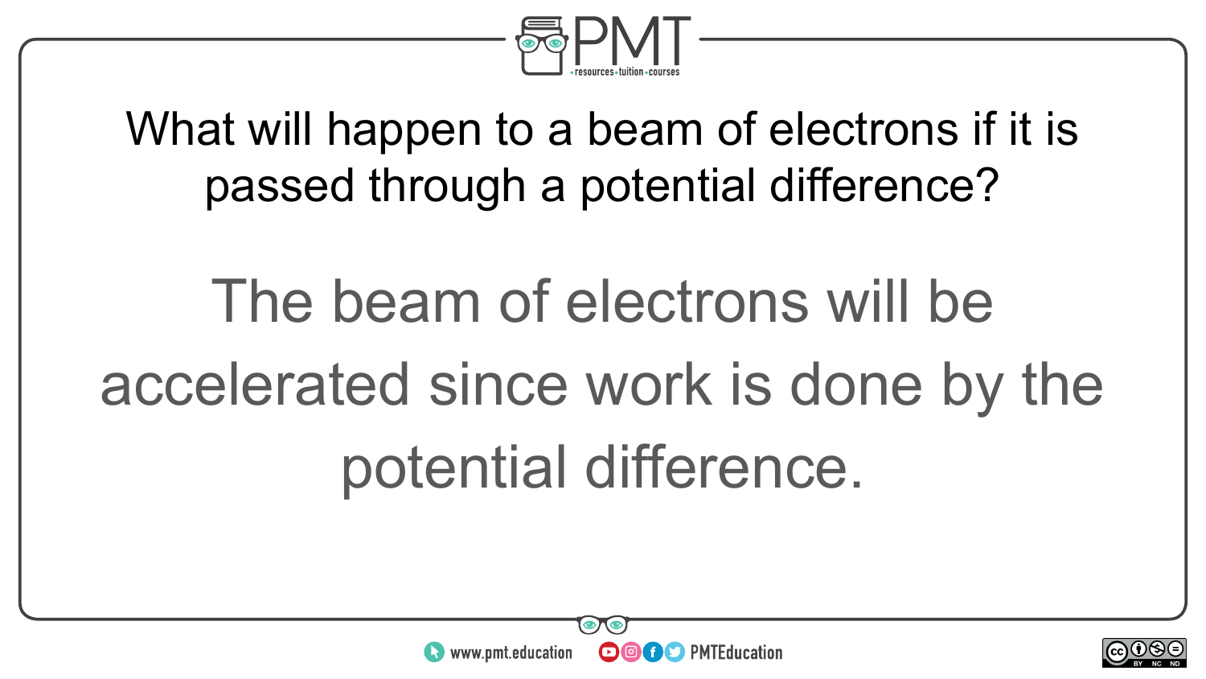What will happen to a beam of electrons if it is passed through a potential difference?

The beam of electrons will be accelerated since work is done by the potential difference.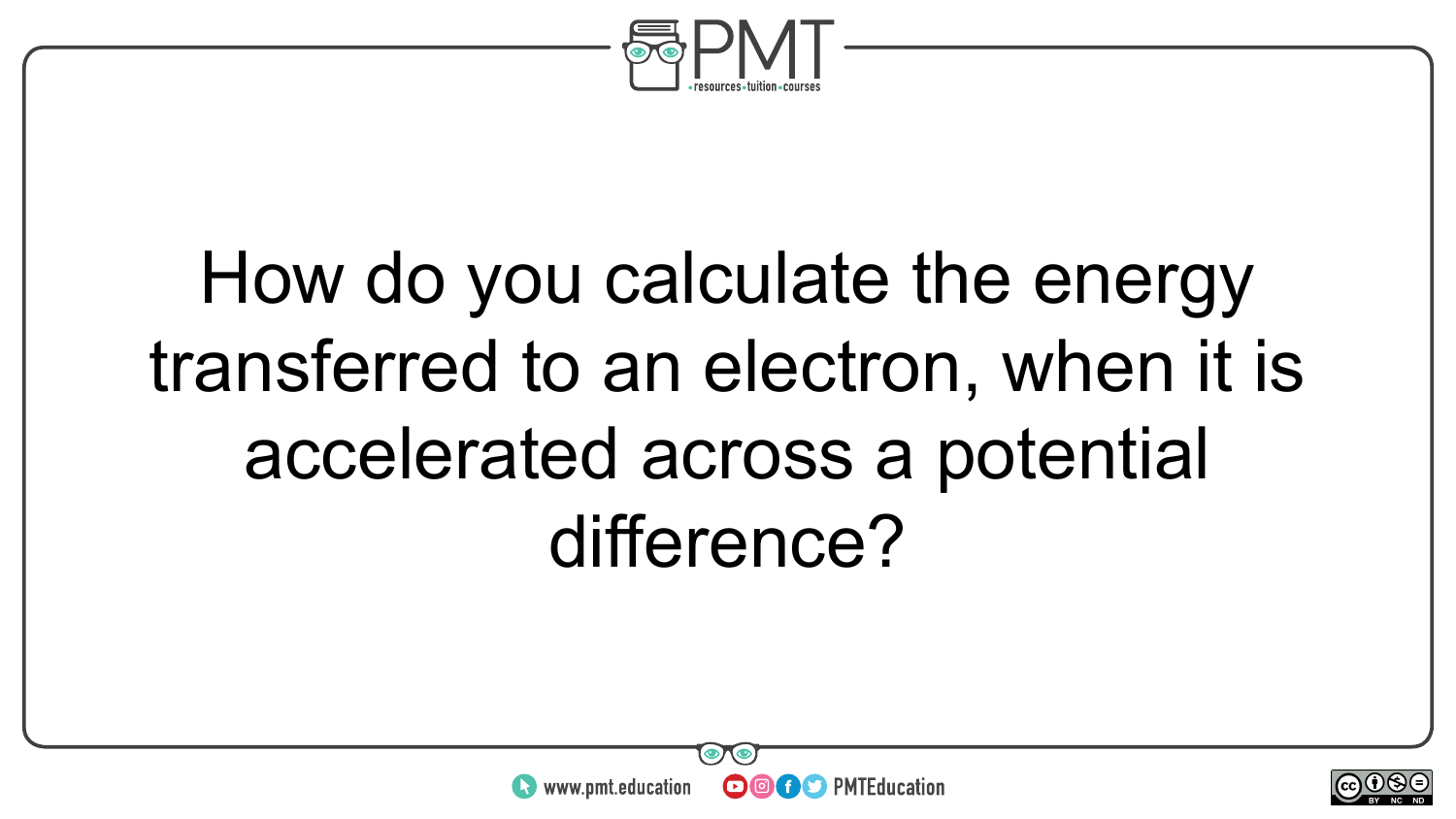How do you calculate the energy transferred to an electron, when it is accelerated across a potential difference?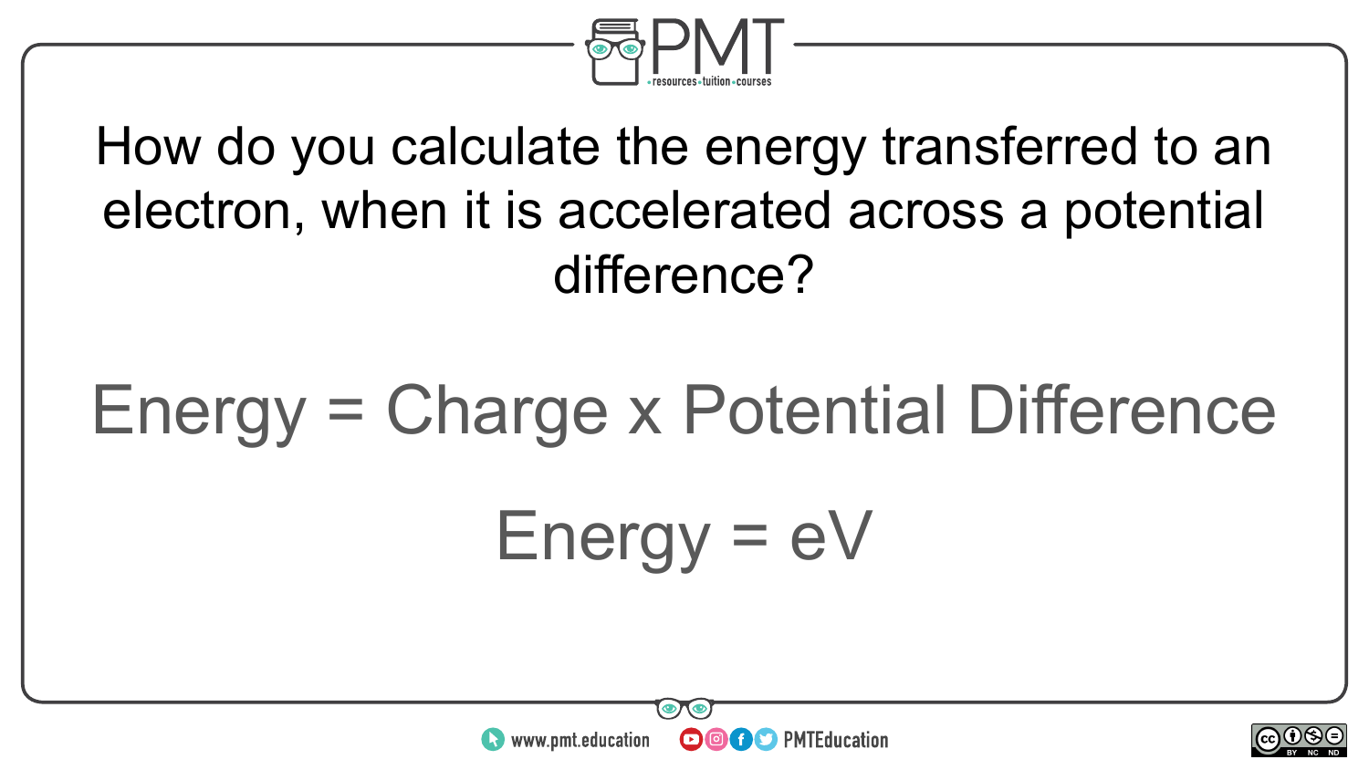How do you calculate the energy transferred to an electron, when it is accelerated across a potential difference?

Energy = Charge x Potential Difference

$$\text{Energy} = eV$$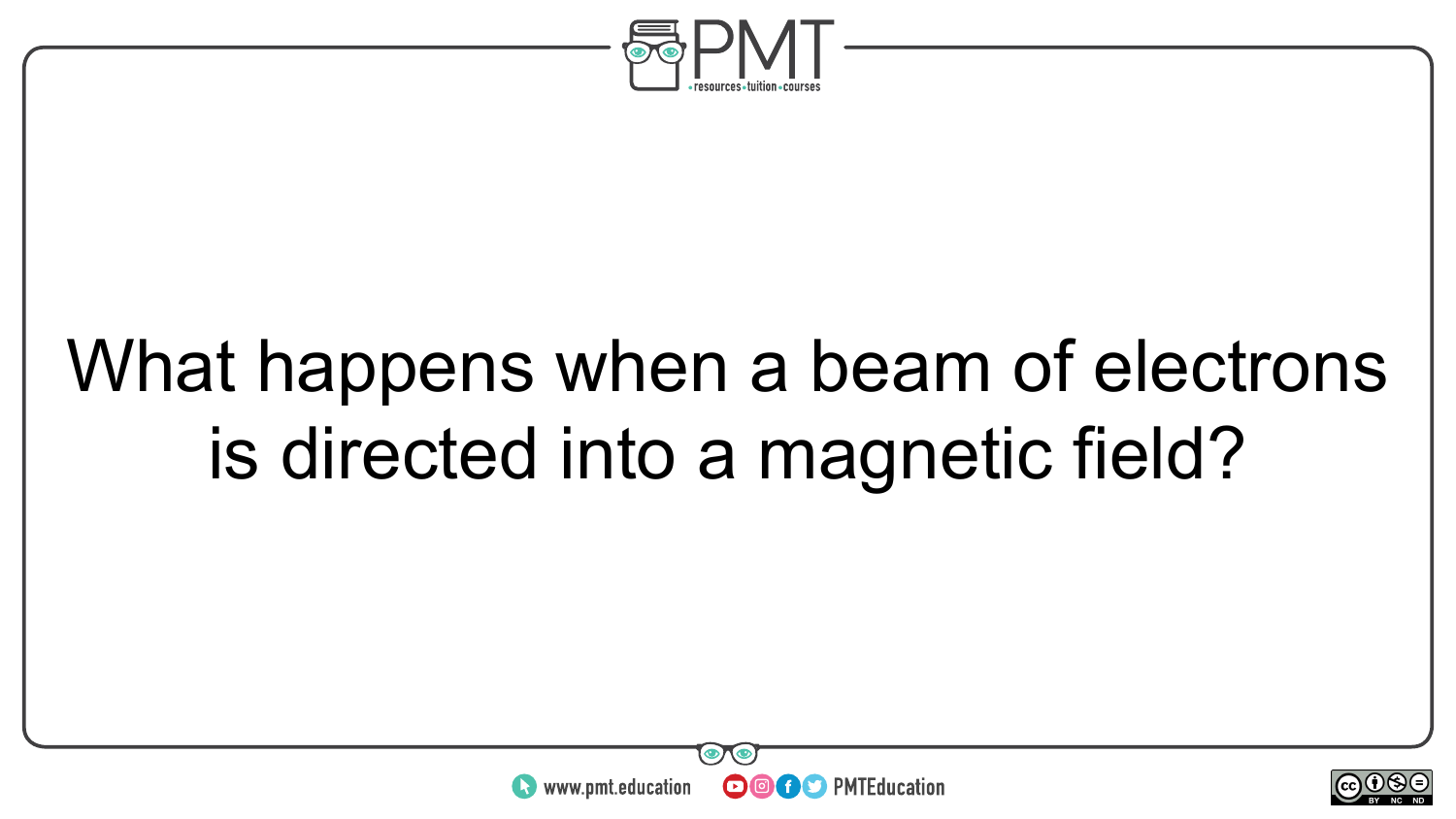What happens when a beam of electrons is directed into a magnetic field?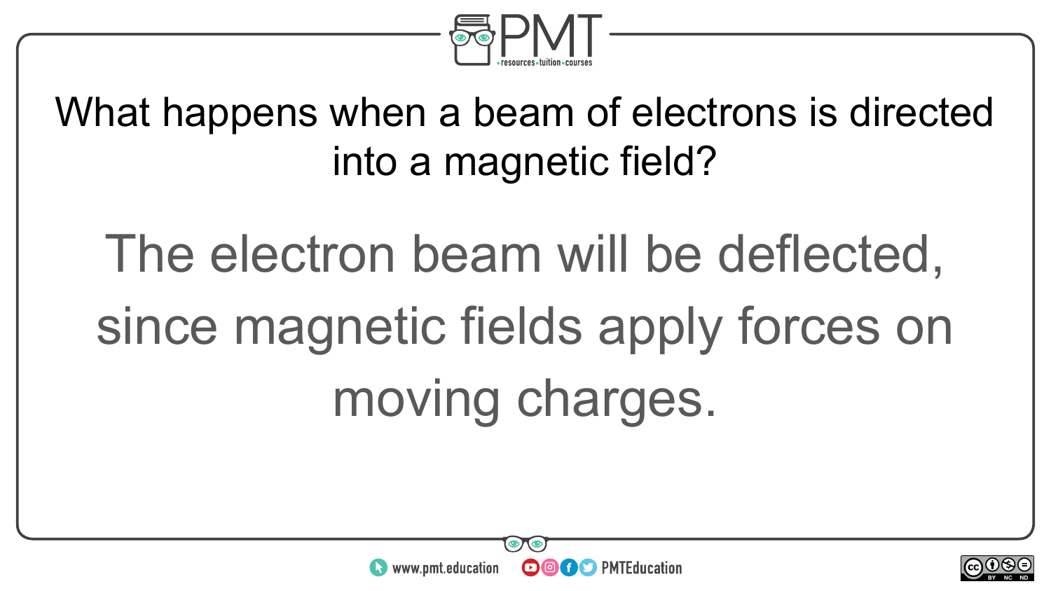What happens when a beam of electrons is directed into a magnetic field?

The electron beam will be deflected, since magnetic fields apply forces on moving charges.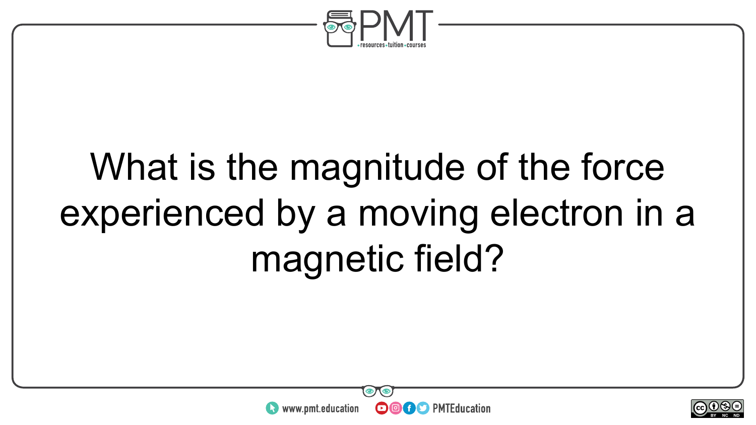What is the magnitude of the force experienced by a moving electron in a magnetic field?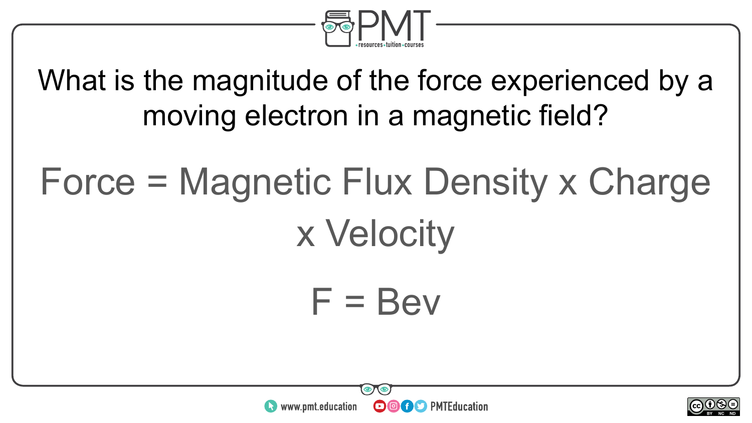What is the magnitude of the force experienced by a moving electron in a magnetic field?

Force = Magnetic Flux Density x Charge x Velocity

$$F = Bev$$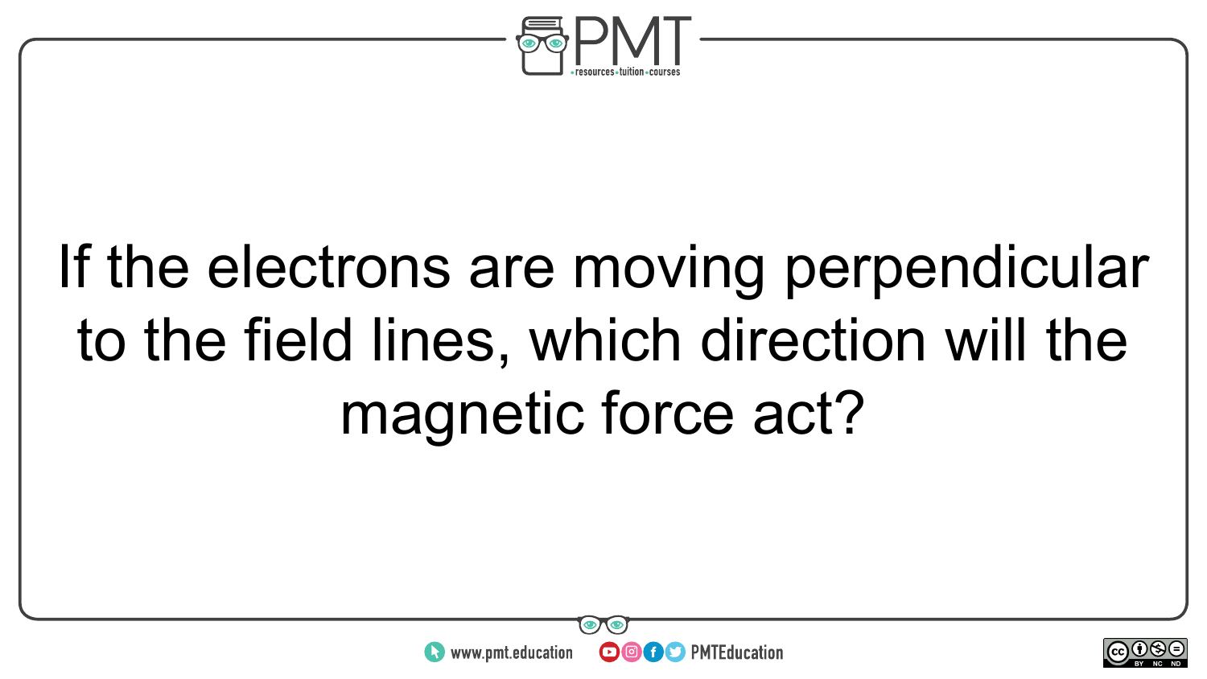If the electrons are moving perpendicular to the field lines, which direction will the magnetic force act?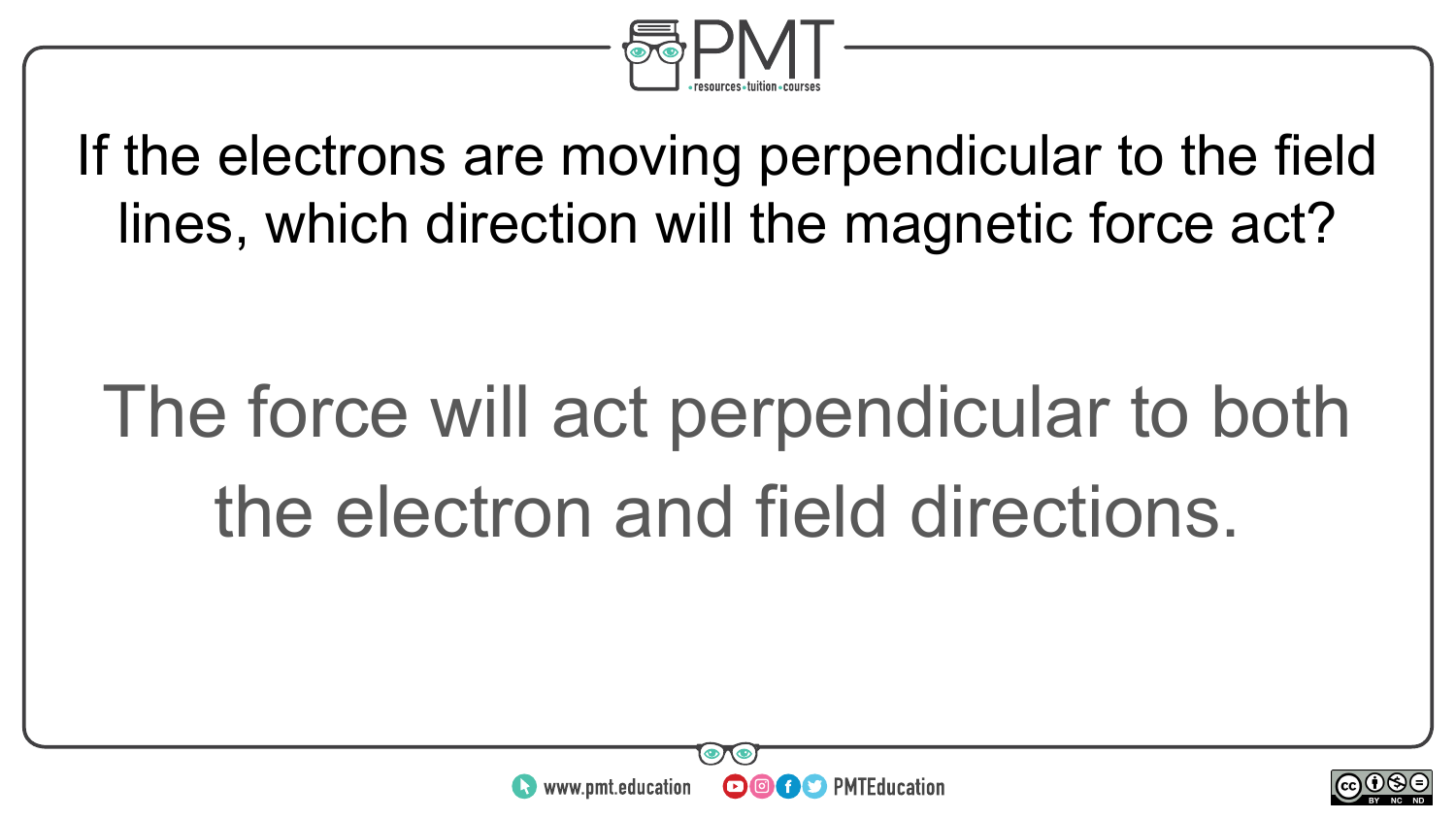If the electrons are moving perpendicular to the field lines, which direction will the magnetic force act?

The force will act perpendicular to both the electron and field directions.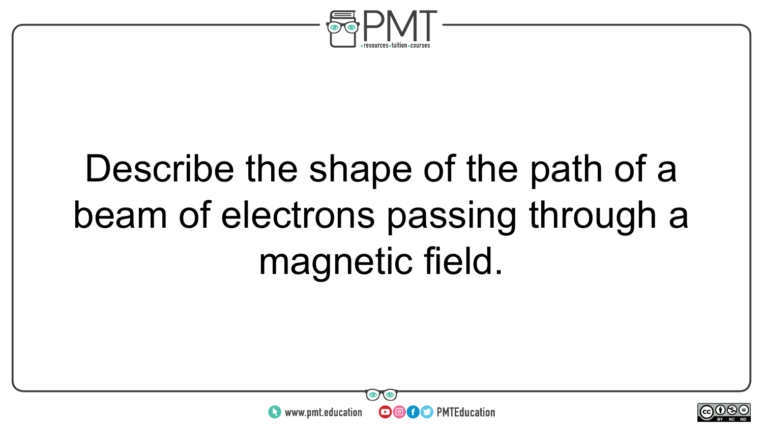Describe the shape of the path of a beam of electrons passing through a magnetic field.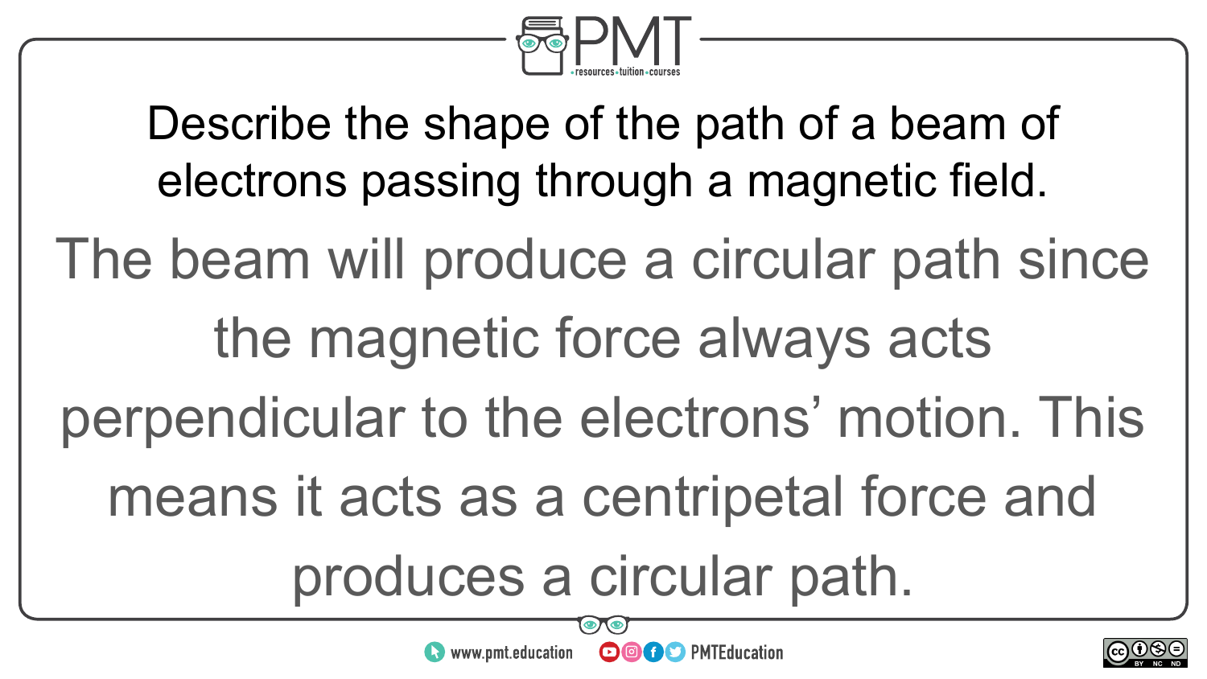Describe the shape of the path of a beam of electrons passing through a magnetic field.

The beam will produce a circular path since the magnetic force always acts perpendicular to the electrons' motion. This means it acts as a centripetal force and produces a circular path.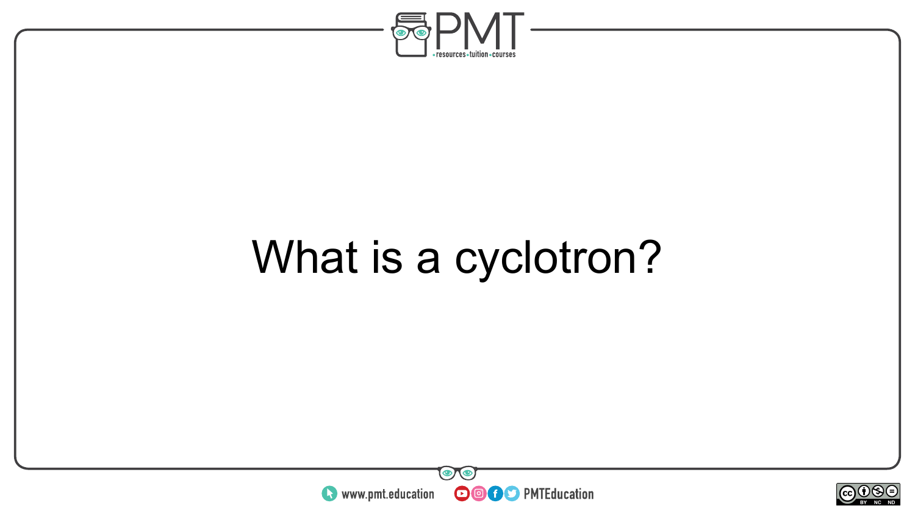What is a cyclotron?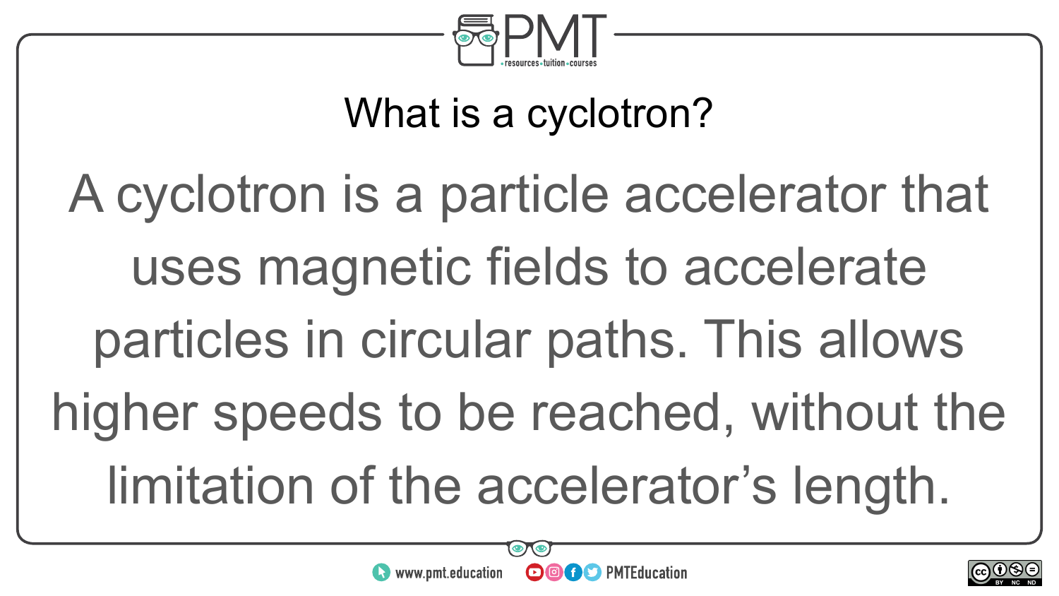What is a cyclotron?

A cyclotron is a particle accelerator that uses magnetic fields to accelerate particles in circular paths. This allows higher speeds to be reached, without the limitation of the accelerator's length.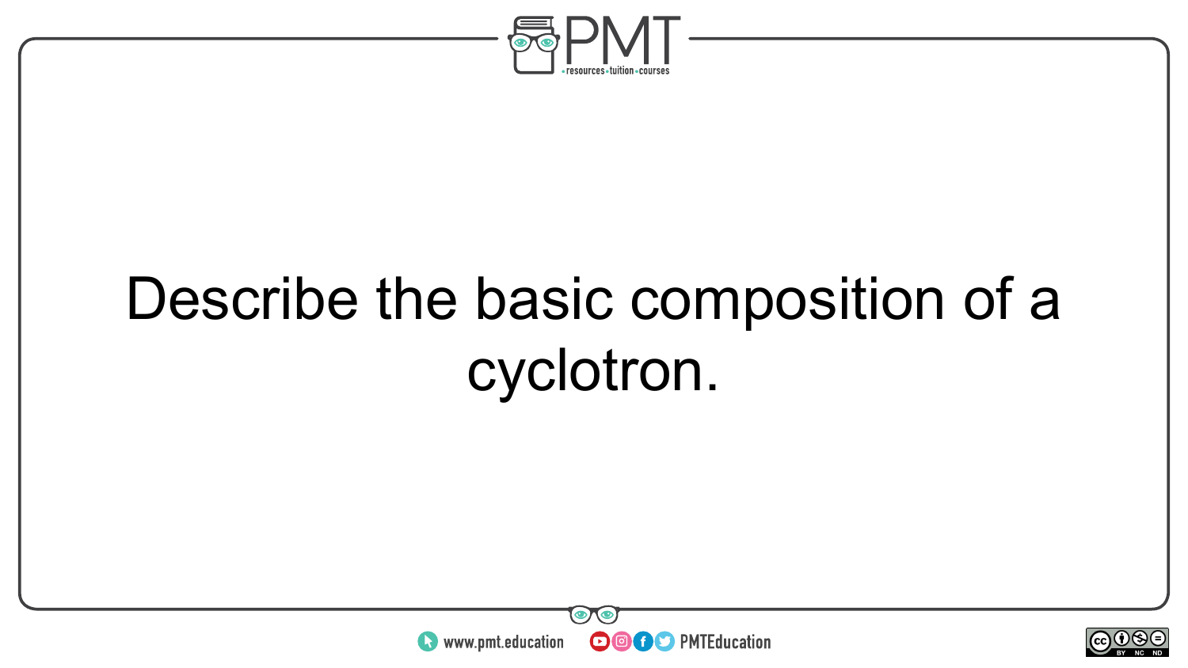Describe the basic composition of a cyclotron.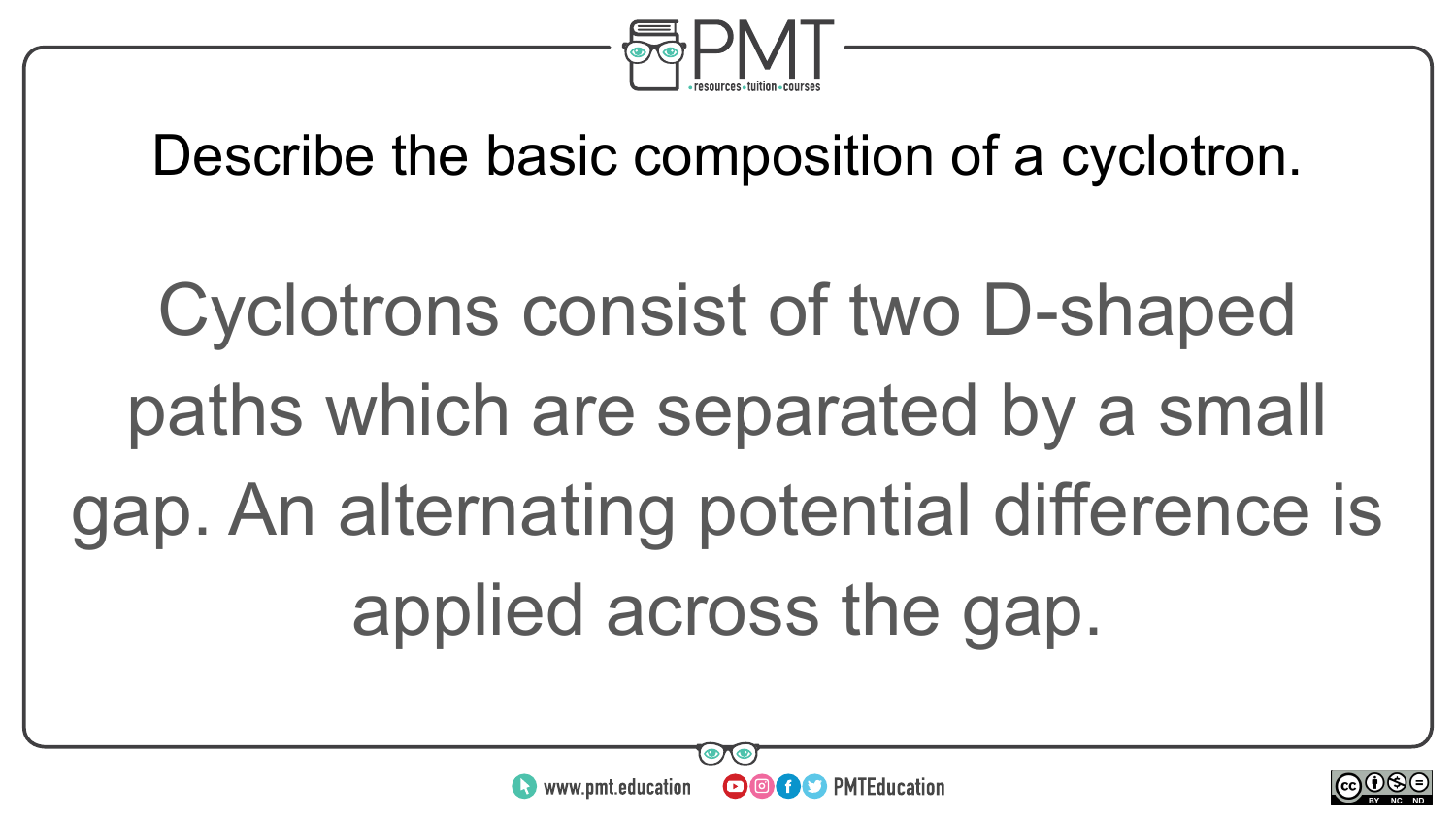Describe the basic composition of a cyclotron.

Cyclotrons consist of two D-shaped paths which are separated by a small gap. An alternating potential difference is applied across the gap.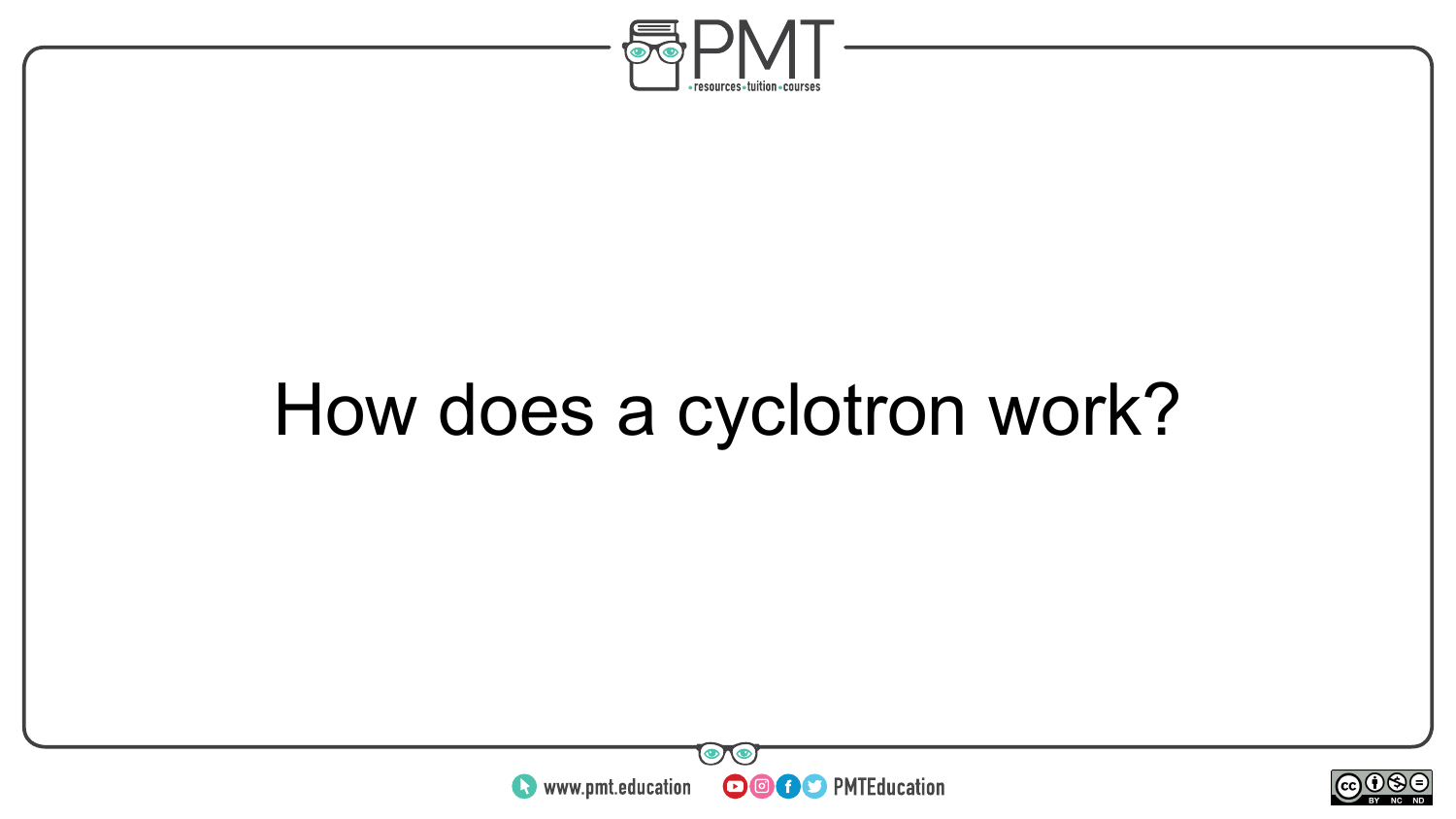How does a cyclotron work?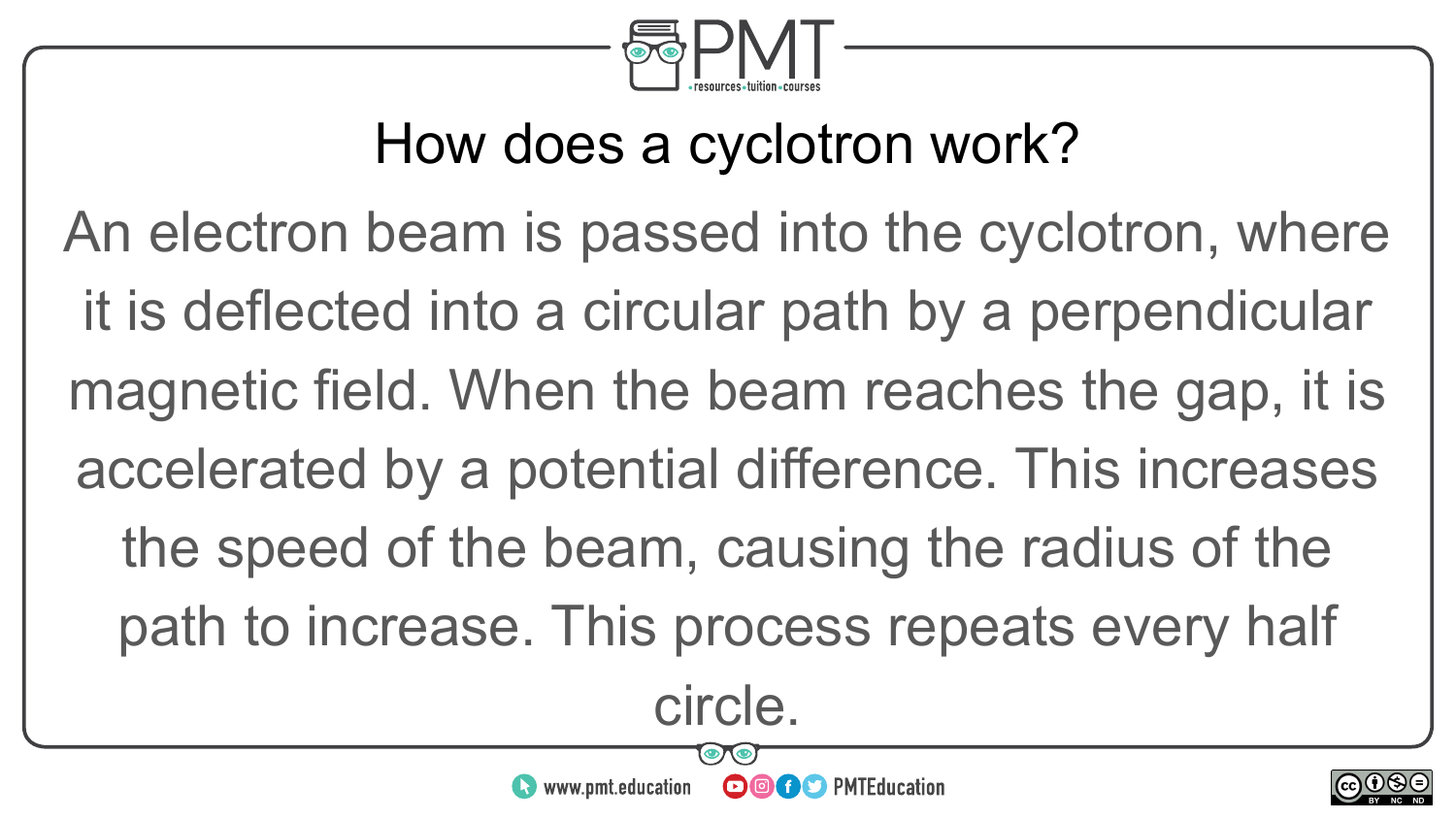## How does a cyclotron work?

An electron beam is passed into the cyclotron, where it is deflected into a circular path by a perpendicular magnetic field. When the beam reaches the gap, it is accelerated by a potential difference. This increases the speed of the beam, causing the radius of the path to increase. This process repeats every half circle.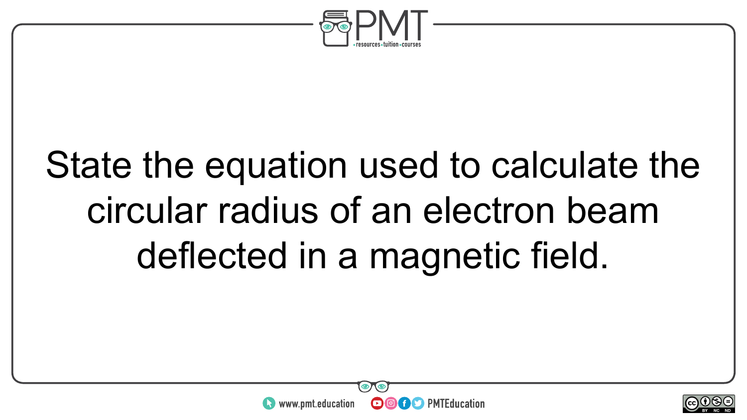State the equation used to calculate the circular radius of an electron beam deflected in a magnetic field.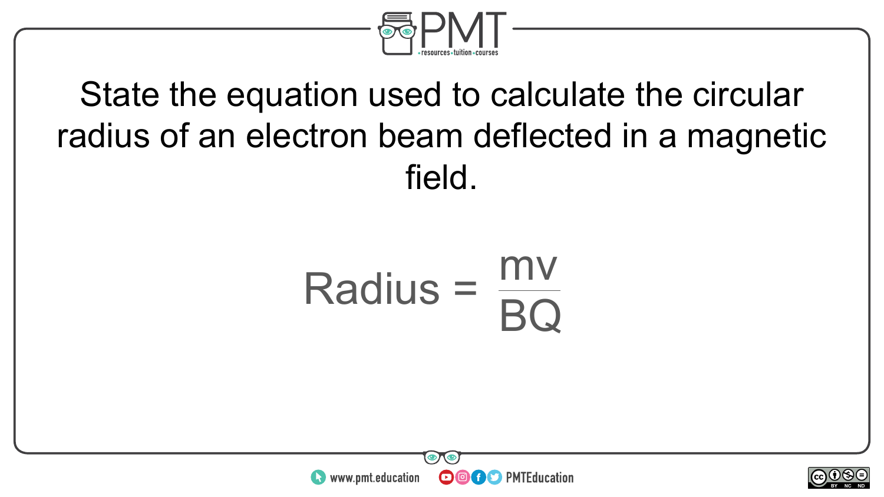State the equation used to calculate the circular radius of an electron beam deflected in a magnetic field.

$$\text{Radius} = \frac{mv}{BQ}$$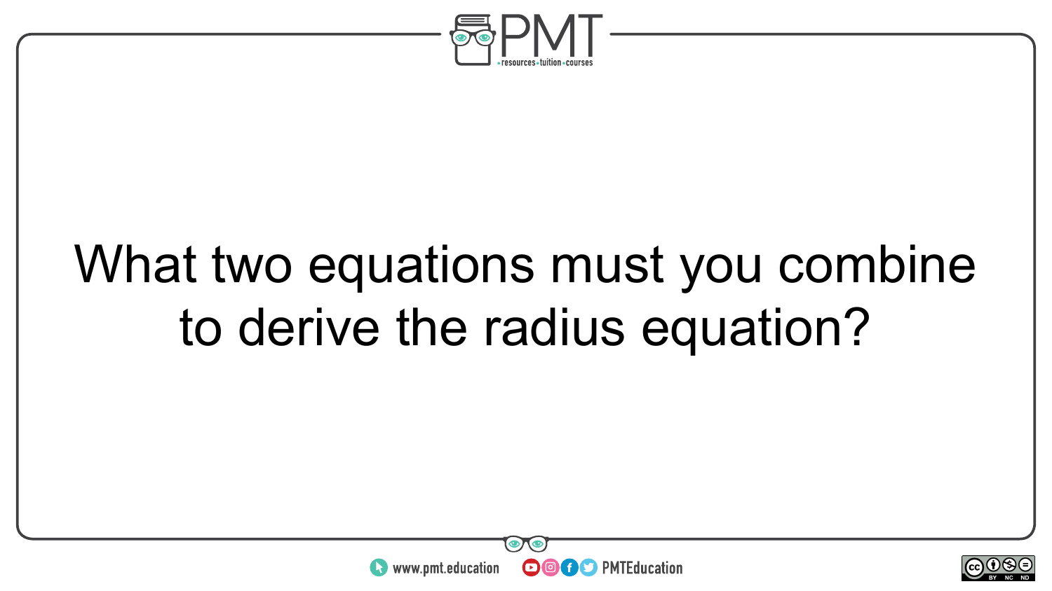What two equations must you combine to derive the radius equation?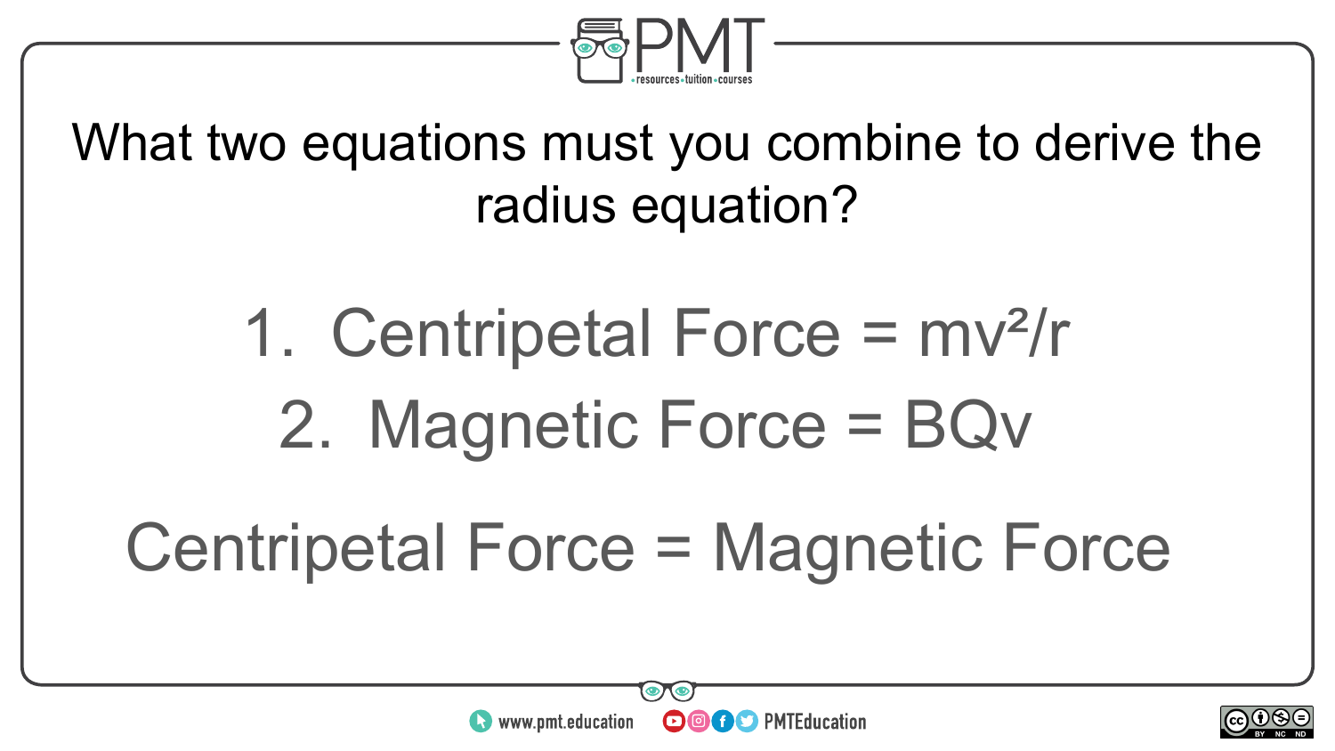What two equations must you combine to derive the radius equation?

1. Centripetal Force = $mv^2/r$
2. Magnetic Force = $BQv$

Centripetal Force = Magnetic Force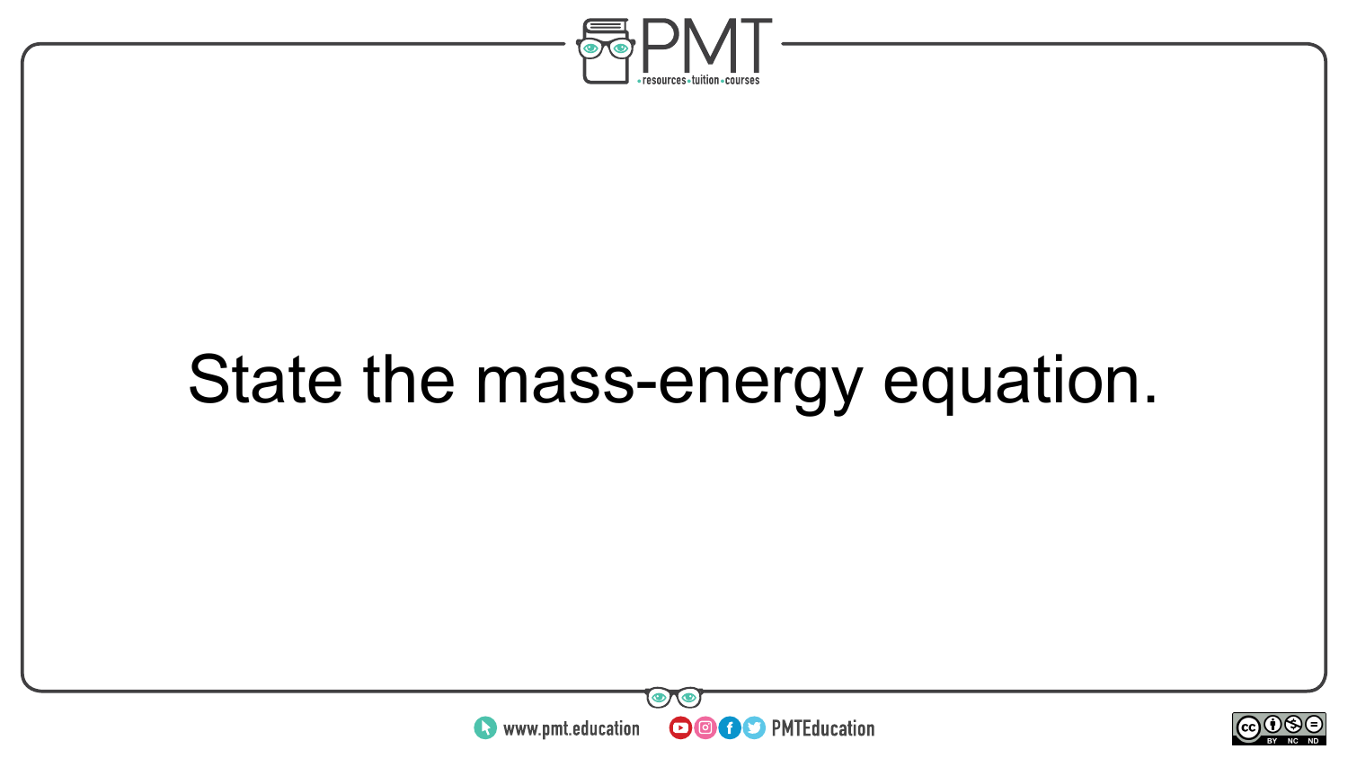State the mass-energy equation.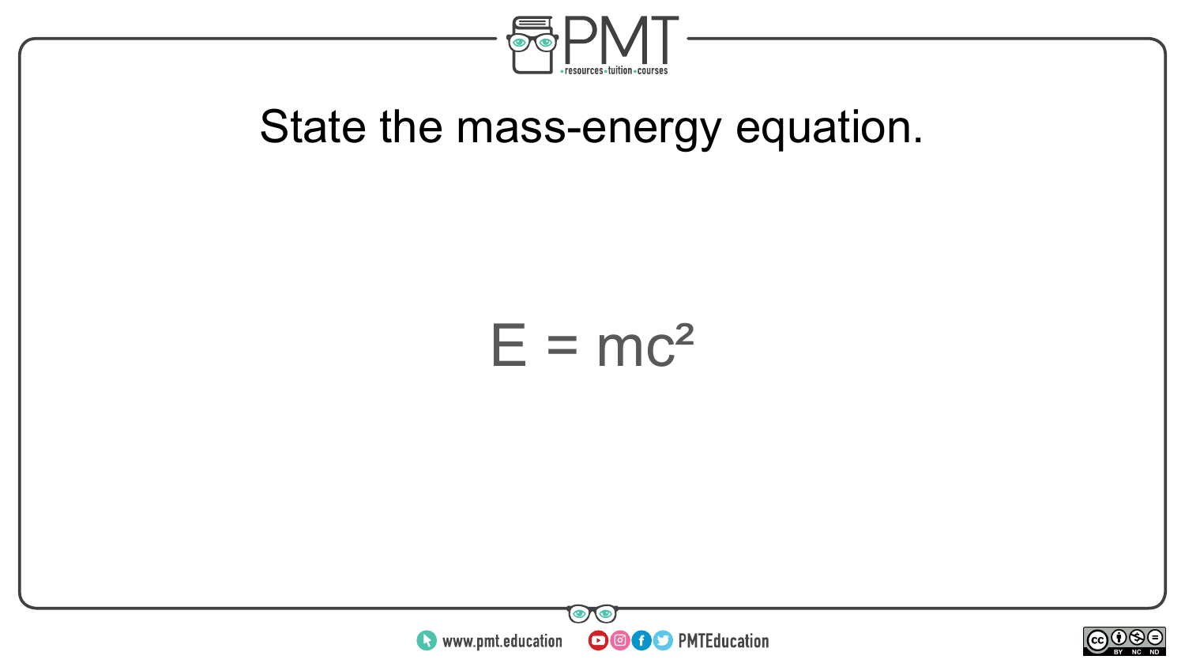State the mass-energy equation.

$$E = mc^2$$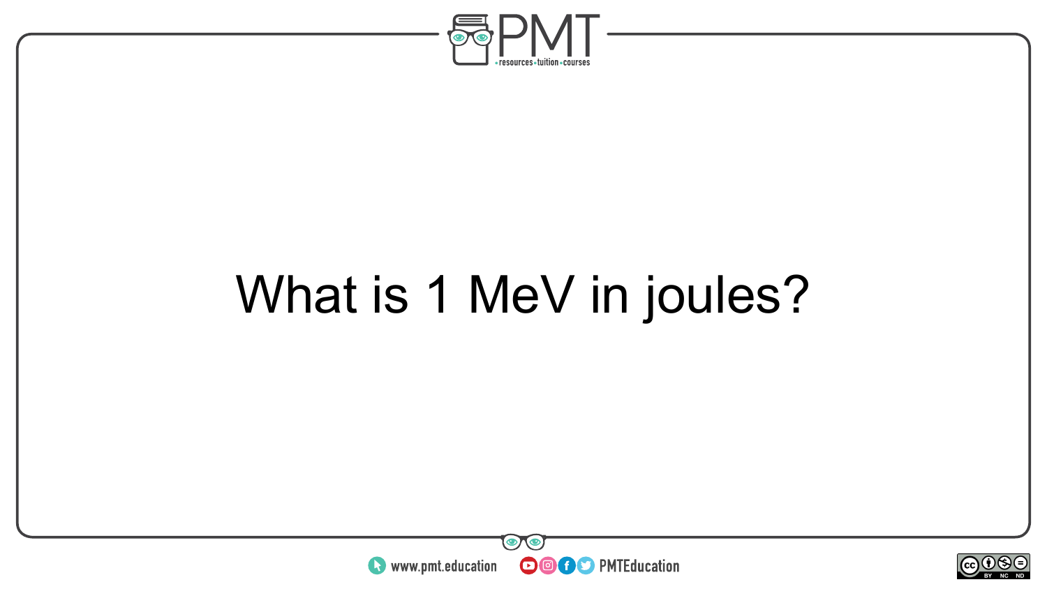What is 1 MeV in joules?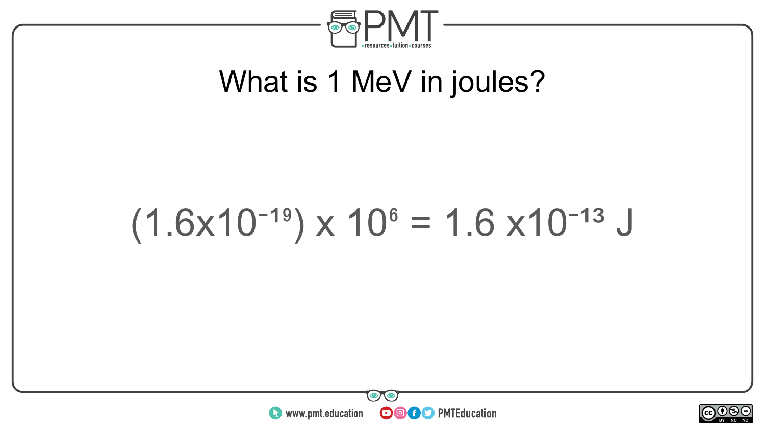What is 1 MeV in joules?

$$(1.6 \times 10^{-19}) \times 10^{6} = 1.6 \times 10^{-13} \text{ J}$$